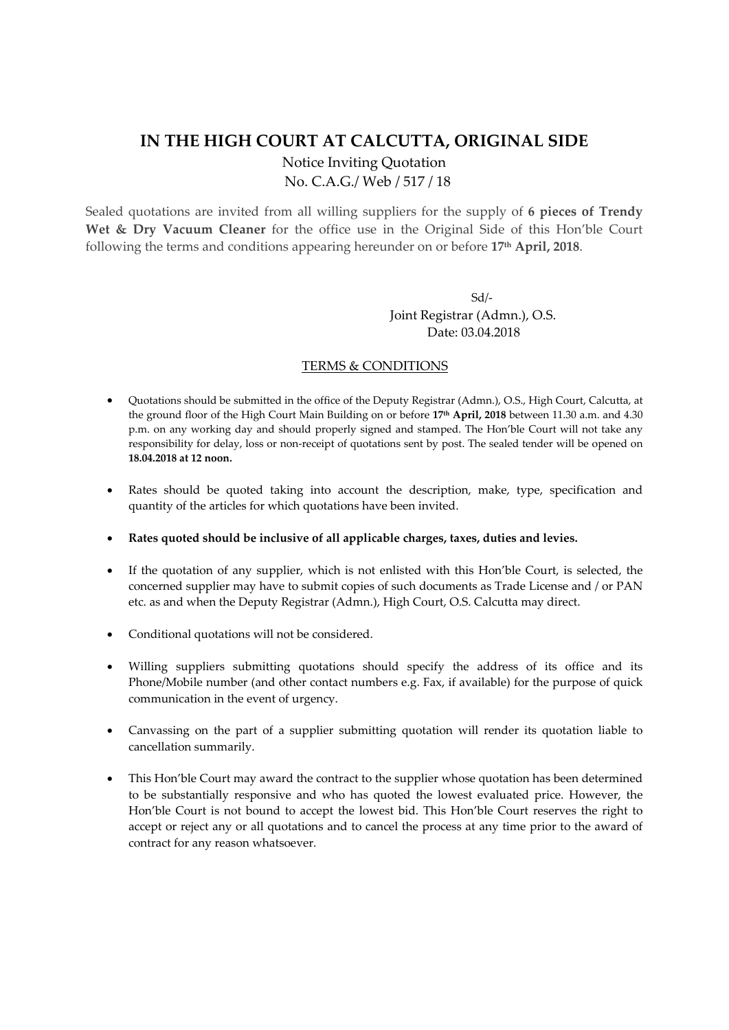# IN THE HIGH COURT AT CALCUTTA, ORIGINAL SIDE

Notice Inviting Quotation
No. C.A.G./ Web / 517 / 18

Sealed quotations are invited from all willing suppliers for the supply of **6 pieces of Trendy Wet & Dry Vacuum Cleaner** for the office use in the Original Side of this Hon'ble Court following the terms and conditions appearing hereunder on or before **17th April, 2018**.

Sd/-
Joint Registrar (Admn.), O.S.
Date: 03.04.2018

## TERMS & CONDITIONS

- Quotations should be submitted in the office of the Deputy Registrar (Admn.), O.S., High Court, Calcutta, at the ground floor of the High Court Main Building on or before **17th April, 2018** between 11.30 a.m. and 4.30 p.m. on any working day and should properly signed and stamped. The Hon'ble Court will not take any responsibility for delay, loss or non-receipt of quotations sent by post. The sealed tender will be opened on **18.04.2018 at 12 noon.**

- Rates should be quoted taking into account the description, make, type, specification and quantity of the articles for which quotations have been invited.

- **Rates quoted should be inclusive of all applicable charges, taxes, duties and levies.**

- If the quotation of any supplier, which is not enlisted with this Hon'ble Court, is selected, the concerned supplier may have to submit copies of such documents as Trade License and / or PAN etc. as and when the Deputy Registrar (Admn.), High Court, O.S. Calcutta may direct.

- Conditional quotations will not be considered.

- Willing suppliers submitting quotations should specify the address of its office and its Phone/Mobile number (and other contact numbers e.g. Fax, if available) for the purpose of quick communication in the event of urgency.

- Canvassing on the part of a supplier submitting quotation will render its quotation liable to cancellation summarily.

- This Hon'ble Court may award the contract to the supplier whose quotation has been determined to be substantially responsive and who has quoted the lowest evaluated price. However, the Hon'ble Court is not bound to accept the lowest bid. This Hon'ble Court reserves the right to accept or reject any or all quotations and to cancel the process at any time prior to the award of contract for any reason whatsoever.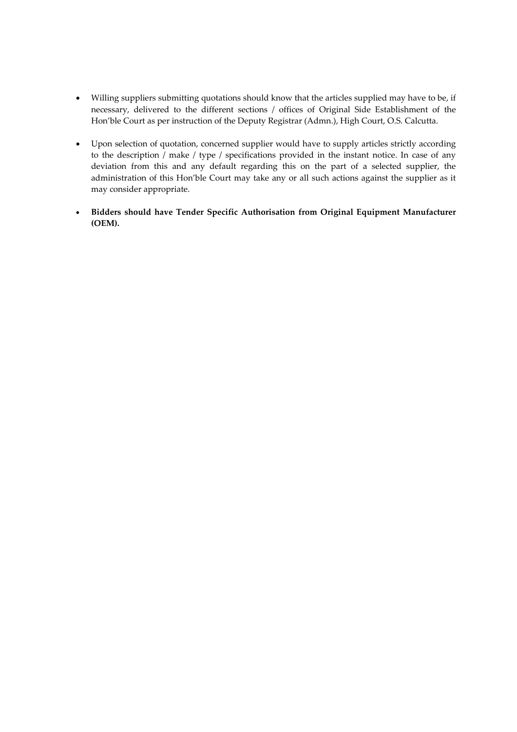- Willing suppliers submitting quotations should know that the articles supplied may have to be, if necessary, delivered to the different sections / offices of Original Side Establishment of the Hon'ble Court as per instruction of the Deputy Registrar (Admn.), High Court, O.S. Calcutta.

- Upon selection of quotation, concerned supplier would have to supply articles strictly according to the description / make / type / specifications provided in the instant notice. In case of any deviation from this and any default regarding this on the part of a selected supplier, the administration of this Hon'ble Court may take any or all such actions against the supplier as it may consider appropriate.

- **Bidders should have Tender Specific Authorisation from Original Equipment Manufacturer (OEM).**